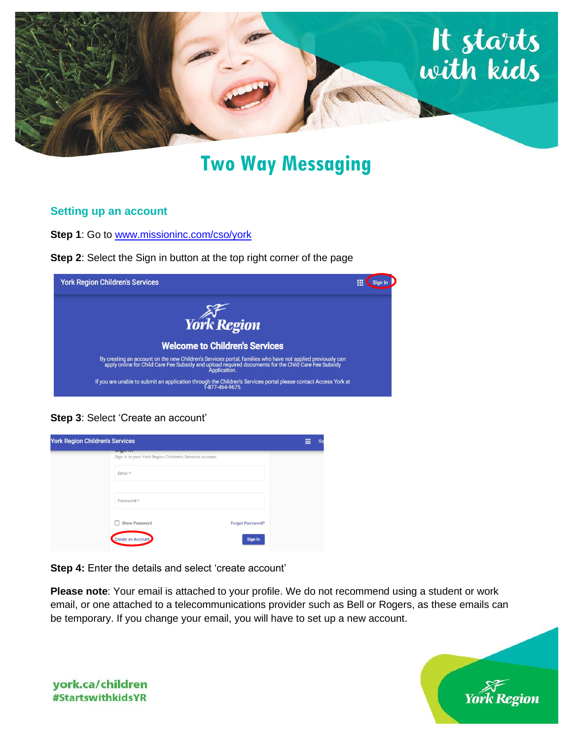# Two Way Messaging

## Setting up an account

**Step 1**: Go to [www.missioninc.com/cso/york](www.missioninc.com/cso/york)

**Step 2**: Select the Sign in button at the top right corner of the page

**Step 3**: Select 'Create an account'

**Step 4:** Enter the details and select 'create account'

**Please note**: Your email is attached to your profile. We do not recommend using a student or work email, or one attached to a telecommunications provider such as Bell or Rogers, as these emails can be temporary. If you change your email, you will have to set up a new account.

york.ca/children
#StartswithkidsYR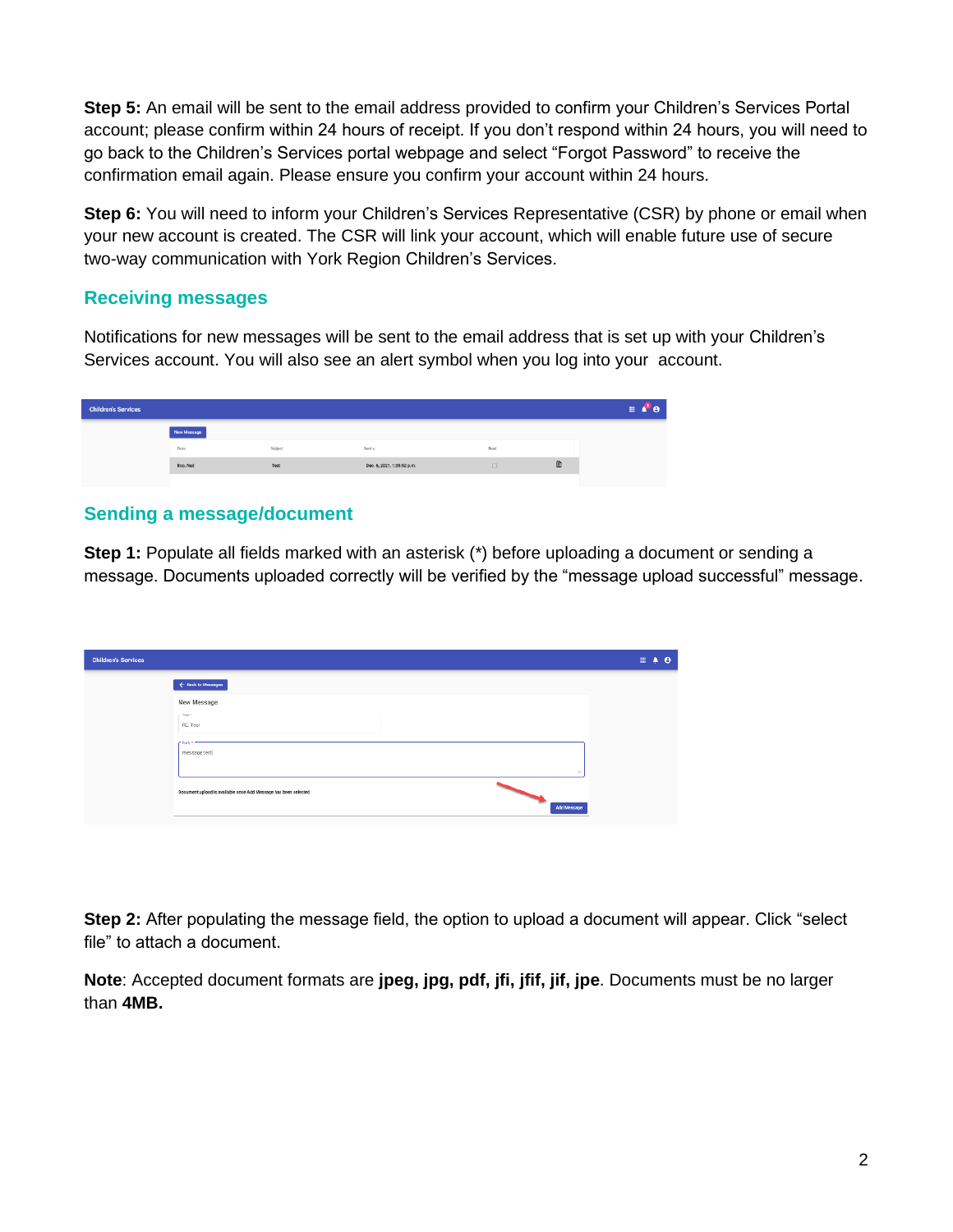**Step 5:** An email will be sent to the email address provided to confirm your Children's Services Portal account; please confirm within 24 hours of receipt. If you don't respond within 24 hours, you will need to go back to the Children's Services portal webpage and select "Forgot Password" to receive the confirmation email again. Please ensure you confirm your account within 24 hours.

**Step 6:** You will need to inform your Children's Services Representative (CSR) by phone or email when your new account is created. The CSR will link your account, which will enable future use of secure two-way communication with York Region Children's Services.

## Receiving messages

Notifications for new messages will be sent to the email address that is set up with your Children's Services account. You will also see an alert symbol when you log into your account.

## Sending a message/document

**Step 1:** Populate all fields marked with an asterisk (*) before uploading a document or sending a message. Documents uploaded correctly will be verified by the "message upload successful" message.

**Step 2:** After populating the message field, the option to upload a document will appear. Click "select file" to attach a document.

**Note**: Accepted document formats are **jpeg, jpg, pdf, jfi, jfif, jif, jpe**. Documents must be no larger than **4MB.**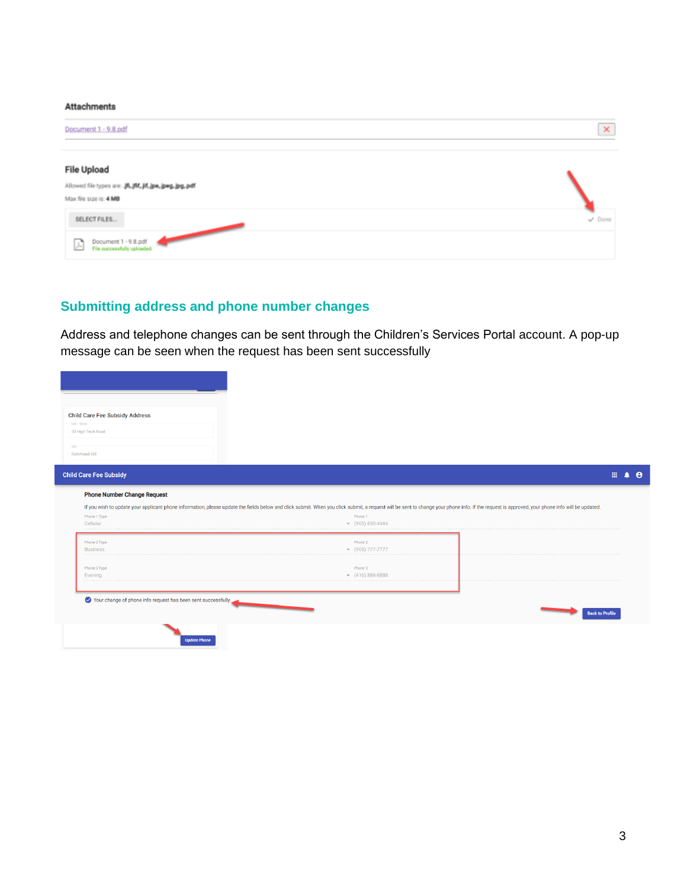Attachments

Document 1 - 9.8.pdf

File Upload

Allowed file types are: jfi, jfif, jif, jpe, jpeg, jpg, pdf

Max file size is: 4 MB

SELECT FILES...

Done

Document 1 - 9.8.pdf

File successfully uploaded.

## Submitting address and phone number changes

Address and telephone changes can be sent through the Children's Services Portal account. A pop-up message can be seen when the request has been sent successfully

Child Care Fee Subsidy Address

50 High Tech Road

Richmond Hill

Child Care Fee Subsidy

Phone Number Change Request

If you wish to update your applicant phone information, please update the fields below and click submit. When you click submit, a request will be sent to change your phone info. If the request is approved, your phone info will be updated.

Phone 1 Type: Cellular — Phone 1: (905) 830-4444

Phone 2 Type: Business — Phone 2: (905) 777-7777

Phone 3 Type: Evening — Phone 3: (416) 888-8888

Your change of phone info request has been sent successfully.

Back to Profile

Update Phone